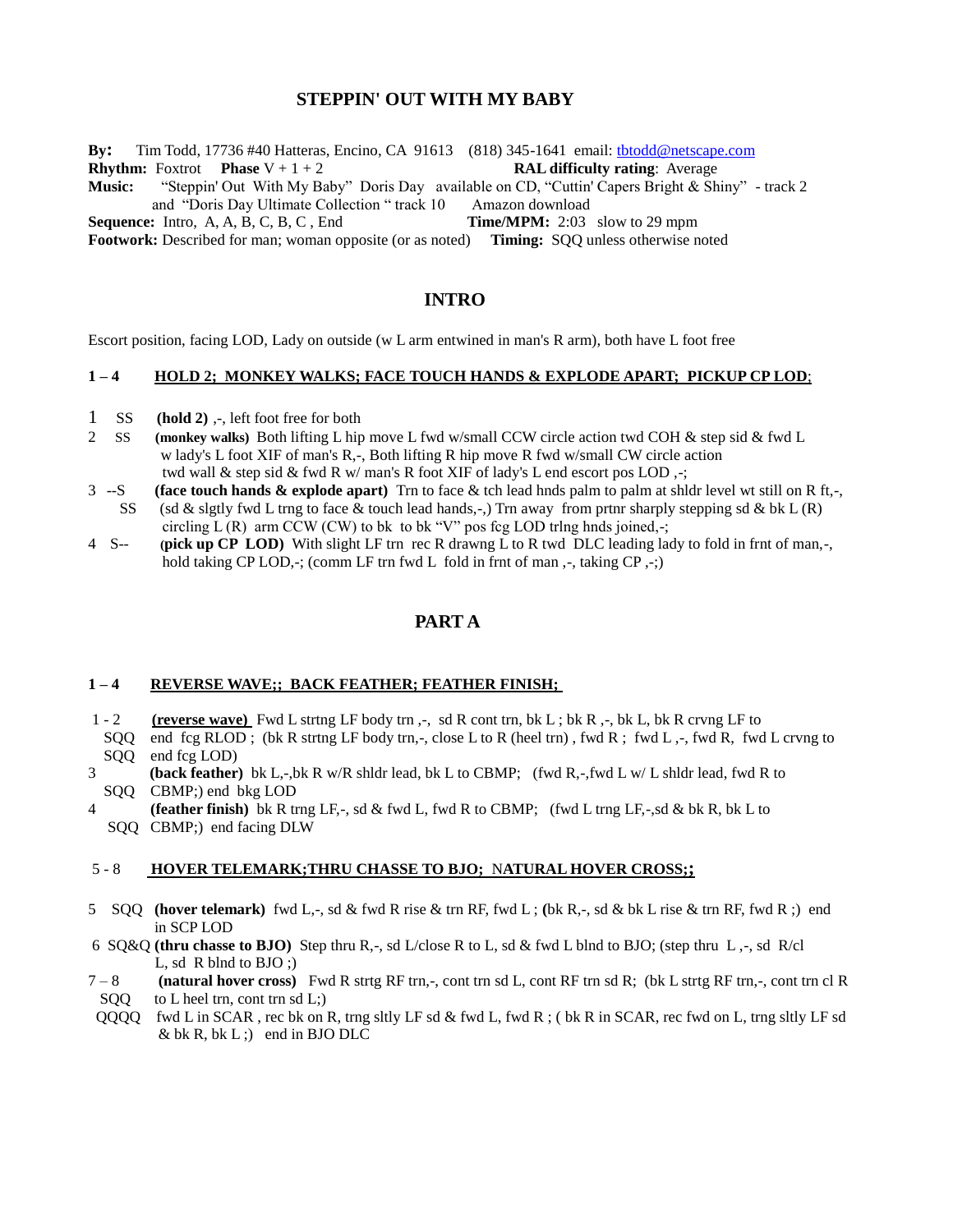# STEPPIN' OUT WITH MY BABY

**By:** Tim Todd, 17736 #40 Hatteras, Encino, CA 91613 (818) 345-1641 email: tbtodd@netscape.com
**Rhythm:** Foxtrot **Phase** V + 1 + 2 **RAL difficulty rating**: Average
**Music:** "Steppin' Out With My Baby" Doris Day available on CD, "Cuttin' Capers Bright & Shiny" - track 2 and "Doris Day Ultimate Collection " track 10 Amazon download
**Sequence:** Intro, A, A, B, C, B, C , End **Time/MPM:** 2:03 slow to 29 mpm
**Footwork:** Described for man; woman opposite (or as noted) **Timing:** SQQ unless otherwise noted

## INTRO

Escort position, facing LOD, Lady on outside (w L arm entwined in man's R arm), both have L foot free

### 1 – 4 HOLD 2; MONKEY WALKS; FACE TOUCH HANDS & EXPLODE APART; PICKUP CP LOD;

1 SS **(hold 2)** ,-, left foot free for both

2 SS **(monkey walks)** Both lifting L hip move L fwd w/small CCW circle action twd COH & step sid & fwd L w lady's L foot XIF of man's R,-, Both lifting R hip move R fwd w/small CW circle action twd wall & step sid & fwd R w/ man's R foot XIF of lady's L end escort pos LOD ,-;

3 --S SS **(face touch hands & explode apart)** Trn to face & tch lead hnds palm to palm at shldr level wt still on R ft,-, (sd & slgtly fwd L trng to face & touch lead hands,-,) Trn away from prtnr sharply stepping sd & bk L (R) circling L (R) arm CCW (CW) to bk to bk "V" pos fcg LOD trlng hnds joined,-;

4 S-- **(pick up CP LOD)** With slight LF trn rec R drawng L to R twd DLC leading lady to fold in frnt of man,-, hold taking CP LOD,-; (comm LF trn fwd L fold in frnt of man ,-, taking CP ,-;)

## PART A

### 1 – 4 REVERSE WAVE;; BACK FEATHER; FEATHER FINISH;

1 - 2 SQQ SQQ **(reverse wave)** Fwd L strtng LF body trn ,-, sd R cont trn, bk L ; bk R ,-, bk L, bk R crvng LF to end fcg RLOD ; (bk R strtng LF body trn,-, close L to R (heel trn) , fwd R ; fwd L ,-, fwd R, fwd L crvng to end fcg LOD)

3 SQQ **(back feather)** bk L,-,bk R w/R shldr lead, bk L to CBMP; (fwd R,-,fwd L w/ L shldr lead, fwd R to CBMP;) end bkg LOD

4 SQQ **(feather finish)** bk R trng LF,-, sd & fwd L, fwd R to CBMP; (fwd L trng LF,-,sd & bk R, bk L to CBMP;) end facing DLW

### 5 - 8 HOVER TELEMARK;THRU CHASSE TO BJO; NATURAL HOVER CROSS;;

5 SQQ **(hover telemark)** fwd L,-, sd & fwd R rise & trn RF, fwd L ; (bk R,-, sd & bk L rise & trn RF, fwd R ;) end in SCP LOD

6 SQ&Q **(thru chasse to BJO)** Step thru R,-, sd L/close R to L, sd & fwd L blnd to BJO; (step thru L ,-, sd R/cl L, sd R blnd to BJO ;)

7 – 8 SQQ **(natural hover cross)** Fwd R strtg RF trn,-, cont trn sd L, cont RF trn sd R; (bk L strtg RF trn,-, cont trn cl R to L heel trn, cont trn sd L;)

QQQQ fwd L in SCAR , rec bk on R, trng sltly LF sd & fwd L, fwd R ; ( bk R in SCAR, rec fwd on L, trng sltly LF sd & bk R, bk L ;) end in BJO DLC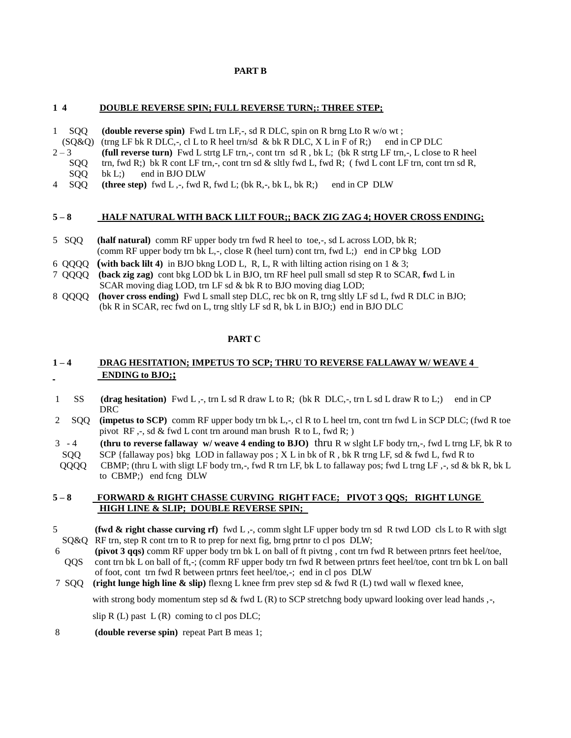## PART B

**<u>1 4 DOUBLE REVERSE SPIN; FULL REVERSE TURN;: THREE STEP;</u>**

1 SQQ **(double reverse spin)** Fwd L trn LF,-, sd R DLC, spin on R brng Lto R w/o wt ;
(SQ&Q) (trng LF bk R DLC,-, cl L to R heel trn/sd & bk R DLC, X L in F of R;) end in CP DLC

2 – 3 **(full reverse turn)** Fwd L strtg LF trn,-, cont trn sd R , bk L; (bk R strtg LF trn,-, L close to R heel
SQQ trn, fwd R;) bk R cont LF trn,-, cont trn sd & sltly fwd L, fwd R; ( fwd L cont LF trn, cont trn sd R,
SQQ bk L;) end in BJO DLW

4 SQQ **(three step)** fwd L ,-, fwd R, fwd L; (bk R,-, bk L, bk R;) end in CP DLW

**<u>5 – 8 HALF NATURAL WITH BACK LILT FOUR;; BACK ZIG ZAG 4; HOVER CROSS ENDING;</u>**

5 SQQ **(half natural)** comm RF upper body trn fwd R heel to toe,-, sd L across LOD, bk R;
(comm RF upper body trn bk L,-, close R (heel turn) cont trn, fwd L;) end in CP bkg LOD

6 QQQQ **(with back lilt 4)** in BJO bkng LOD L, R, L, R with lilting action rising on 1 & 3;

7 QQQQ **(back zig zag)** cont bkg LOD bk L in BJO, trn RF heel pull small sd step R to SCAR, **f**wd L in SCAR moving diag LOD, trn LF sd & bk R to BJO moving diag LOD;

8 QQQQ **(hover cross ending)** Fwd L small step DLC, rec bk on R, trng sltly LF sd L, fwd R DLC in BJO;
(bk R in SCAR, rec fwd on L, trng sltly LF sd R, bk L in BJO;) end in BJO DLC

## PART C

**<u>1 – 4 DRAG HESITATION; IMPETUS TO SCP; THRU TO REVERSE FALLAWAY W/ WEAVE 4 ENDING to BJO;;</u>**

1 SS **(drag hesitation)** Fwd L ,-, trn L sd R draw L to R; (bk R DLC,-, trn L sd L draw R to L;) end in CP DRC

2 SQQ **(impetus to SCP)** comm RF upper body trn bk L,-, cl R to L heel trn, cont trn fwd L in SCP DLC; (fwd R toe pivot RF ,-, sd & fwd L cont trn around man brush R to L, fwd R; )

3 - 4 **(thru to reverse fallaway w/ weave 4 ending to BJO)** thru R w slght LF body trn,-, fwd L trng LF, bk R to
SQQ SCP {fallaway pos} bkg LOD in fallaway pos ; X L in bk of R , bk R trng LF, sd & fwd L, fwd R to
QQQQ CBMP; (thru L with sligt LF body trn,-, fwd R trn LF, bk L to fallaway pos; fwd L trng LF ,-, sd & bk R, bk L to CBMP;) end fcng DLW

**<u>5 – 8 FORWARD & RIGHT CHASSE CURVING RIGHT FACE; PIVOT 3 QQS; RIGHT LUNGE HIGH LINE & SLIP; DOUBLE REVERSE SPIN;</u>**

5 **(fwd & right chasse curving rf)** fwd L ,-, comm slght LF upper body trn sd R twd LOD cls L to R with slgt
SQ&Q RF trn, step R cont trn to R to prep for next fig, brng prtnr to cl pos DLW;

6 **(pivot 3 qqs)** comm RF upper body trn bk L on ball of ft pivtng , cont trn fwd R between prtnrs feet heel/toe,
QQS cont trn bk L on ball of ft,-; (comm RF upper body trn fwd R between prtnrs feet heel/toe, cont trn bk L on ball of foot, cont trn fwd R between prtnrs feet heel/toe,-; end in cl pos DLW

7 SQQ **(right lunge high line & slip)** flexng L knee frm prev step sd & fwd R (L) twd wall w flexed knee,

with strong body momentum step sd & fwd L (R) to SCP stretchng body upward looking over lead hands ,-,

slip R (L) past L (R) coming to cl pos DLC;

8 **(double reverse spin)** repeat Part B meas 1;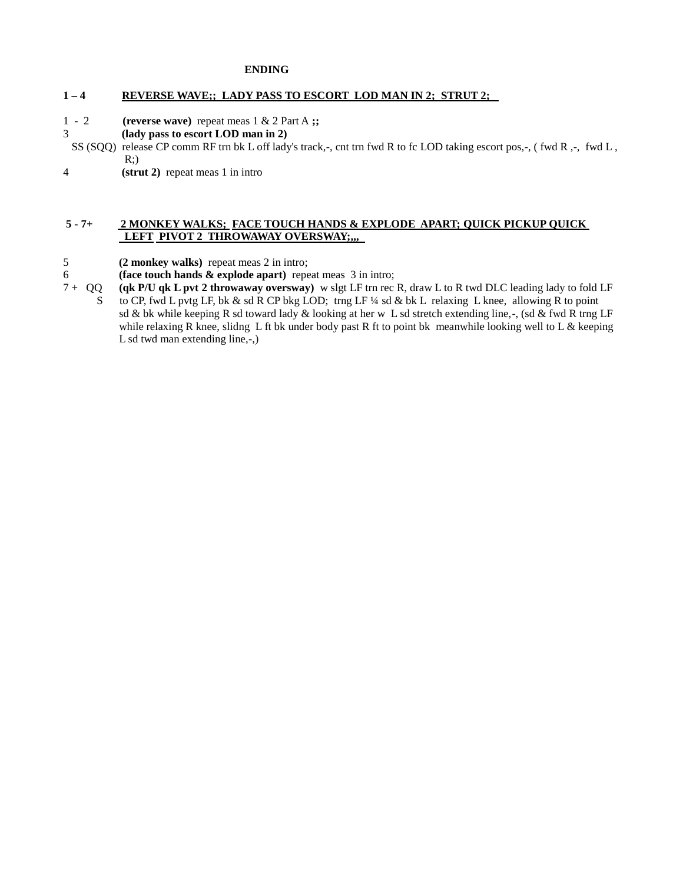## ENDING

**1 – 4 REVERSE WAVE;; LADY PASS TO ESCORT LOD MAN IN 2; STRUT 2;**

1 - 2 **(reverse wave)** repeat meas 1 & 2 Part A **;;**

3 **(lady pass to escort LOD man in 2)**

SS (SQQ) release CP comm RF trn bk L off lady's track,-, cnt trn fwd R to fc LOD taking escort pos,-, ( fwd R ,-, fwd L , R;)

4 **(strut 2)** repeat meas 1 in intro

**5 - 7+ 2 MONKEY WALKS; FACE TOUCH HANDS & EXPLODE APART; QUICK PICKUP QUICK LEFT PIVOT 2 THROWAWAY OVERSWAY;,,,**

5 **(2 monkey walks)** repeat meas 2 in intro;

6 **(face touch hands & explode apart)** repeat meas 3 in intro;

7 + QQ S **(qk P/U qk L pvt 2 throwaway oversway)** w slgt LF trn rec R, draw L to R twd DLC leading lady to fold LF to CP, fwd L pvtg LF, bk & sd R CP bkg LOD; trng LF ¼ sd & bk L relaxing L knee, allowing R to point sd & bk while keeping R sd toward lady & looking at her w L sd stretch extending line,-, (sd & fwd R trng LF while relaxing R knee, slidng L ft bk under body past R ft to point bk meanwhile looking well to L & keeping L sd twd man extending line,-,)